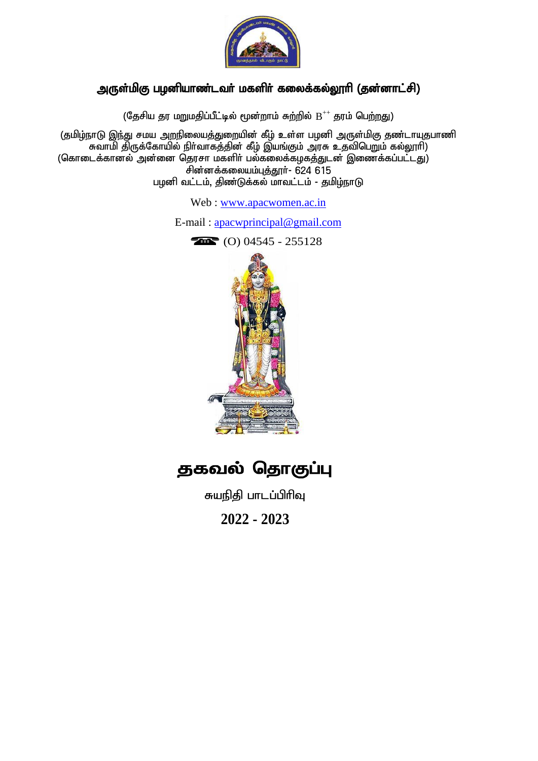# அருள்மிகு பழனியாண்டவர் மகளிர் கலைக்கல்லூரி (தன்னாட்சி)

(தேசிய தர மறுமதிப்பீட்டில் மூன்றாம் சுற்றில் $B^{++}$ தரம் பெற்றது)

(தமிழ்நாடு இந்து சமய அறநிலையத்துறையின் கீழ் உள்ள பழனி அருள்மிகு தண்டாயுதபாணி சுவாமி திருக்கோயில் நிர்வாகத்தின் கீழ் இயங்கும் அரசு உதவிபெறும் கல்லூரி)

(கொடைக்கானல் அன்னை தெரசா மகளிர் பல்கலைக்கழகத்துடன் இணைக்கப்பட்டது)

சின்னக்கலையம்புத்தூர்- 624 615

பழனி வட்டம், திண்டுக்கல் மாவட்டம் - தமிழ்நாடு

Web : www.apacwomen.ac.in

E-mail : apacwprincipal@gmail.com

(O) 04545 - 255128

# தகவல் தொகுப்பு

சுயநிதி பாடப்பிரிவு

**2022 - 2023**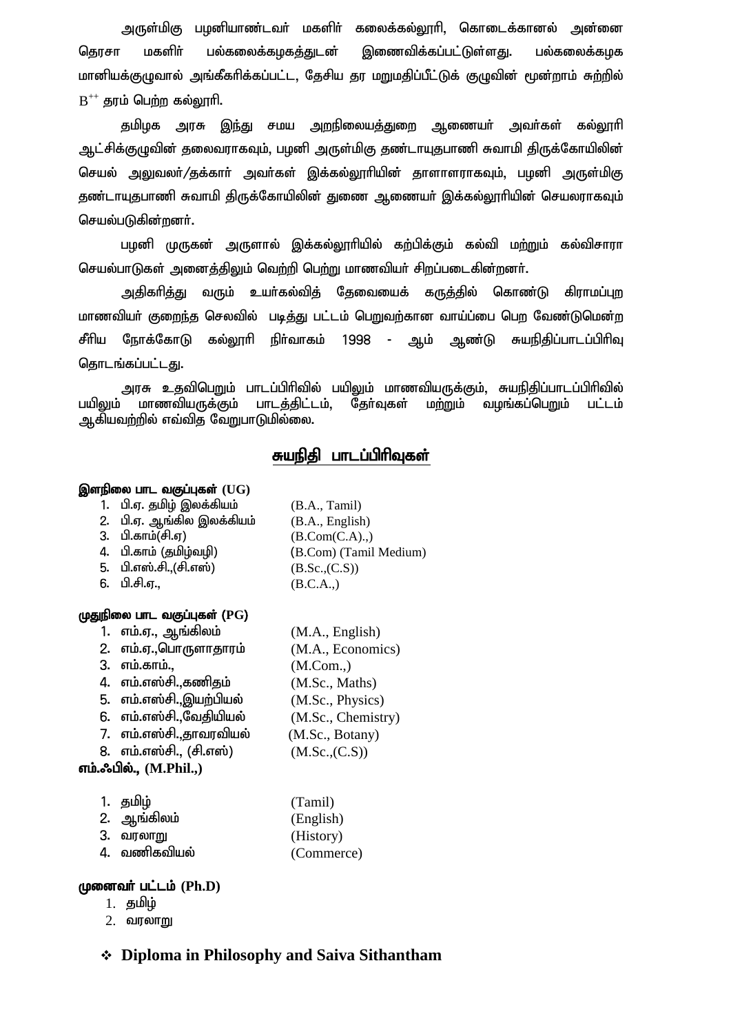அருள்மிகு பழனியாண்டவர் மகளிர் கலைக்கல்லூரி, கொடைக்கானல் அன்னை தெரசா மகளிர் பல்கலைக்கழகத்துடன் இணைவிக்கப்பட்டுள்ளது. பல்கலைக்கழக மானியக்குழுவால் அங்கீகரிக்கப்பட்ட, தேசிய தர மறுமதிப்பீட்டுக் குழுவின் மூன்றாம் சுற்றில் $B^{++}$ தரம் பெற்ற கல்லூரி.

தமிழக அரசு இந்து சமய அறநிலையத்துறை ஆணையர் அவர்கள் கல்லூரி ஆட்சிக்குழுவின் தலைவராகவும், பழனி அருள்மிகு தண்டாயுதபாணி சுவாமி திருக்கோயிலின் செயல் அலுவலர்/தக்கார் அவர்கள் இக்கல்லூரியின் தாளாளராகவும், பழனி அருள்மிகு தண்டாயுதபாணி சுவாமி திருக்கோயிலின் துணை ஆணையர் இக்கல்லூரியின் செயலராகவும் செயல்படுகின்றனர்.

பழனி முருகன் அருளால் இக்கல்லூரியில் கற்பிக்கும் கல்வி மற்றும் கல்விசாரா செயல்பாடுகள் அனைத்திலும் வெற்றி பெற்று மாணவியர் சிறப்படைகின்றனர்.

அதிகரித்து வரும் உயர்கல்வித் தேவையைக் கருத்தில் கொண்டு கிராமப்புற மாணவியர் குறைந்த செலவில் படித்து பட்டம் பெறுவதற்கான வாய்ப்பை பெற வேண்டுமென்ற சீரிய நோக்கோடு கல்லூரி நிர்வாகம் 1998 - ஆம் ஆண்டு சுயநிதிப்பாடப்பிரிவு தொடங்கப்பட்டது.

அரசு உதவிபெறும் பாடப்பிரிவில் பயிலும் மாணவியருக்கும், சுயநிதிப்பாடப்பிரிவில் பயிலும் மாணவியருக்கும் பாடத்திட்டம், தேர்வுகள் மற்றும் வழங்கப்பெறும் பட்டம் ஆகியவற்றில் எவ்வித வேறுபாடுமில்லை.

## சுயநிதி பாடப்பிரிவுகள்

**இளநிலை பாட வகுப்புகள் (UG)**

1. பி.ஏ. தமிழ் இலக்கியம் (B.A., Tamil)
2. பி.ஏ. ஆங்கில இலக்கியம் (B.A., English)
3. பி.காம்(சி.ஏ) (B.Com(C.A).,)
4. பி.காம் (தமிழ்வழி) (B.Com) (Tamil Medium)
5. பி.எஸ்.சி.,(சி.எஸ்) (B.Sc.,(C.S))
6. பி.சி.ஏ., (B.C.A.,)

**முதுநிலை பாட வகுப்புகள் (PG)**

1. எம்.ஏ., ஆங்கிலம் (M.A., English)
2. எம்.ஏ.,பொருளாதாரம் (M.A., Economics)
3. எம்.காம்., (M.Com.,)
4. எம்.எஸ்சி.,கணிதம் (M.Sc., Maths)
5. எம்.எஸ்சி.,இயற்பியல் (M.Sc., Physics)
6. எம்.எஸ்சி.,வேதியியல் (M.Sc., Chemistry)
7. எம்.எஸ்சி.,தாவரவியல் (M.Sc., Botany)
8. எம்.எஸ்சி., (சி.எஸ்) (M.Sc.,(C.S))

**எம்.ஃபில்., (M.Phil.,)**

1. தமிழ் (Tamil)
2. ஆங்கிலம் (English)
3. வரலாறு (History)
4. வணிகவியல் (Commerce)

**முனைவர் பட்டம் (Ph.D)**

1. தமிழ்
2. வரலாறு

- **Diploma in Philosophy and Saiva Sithantham**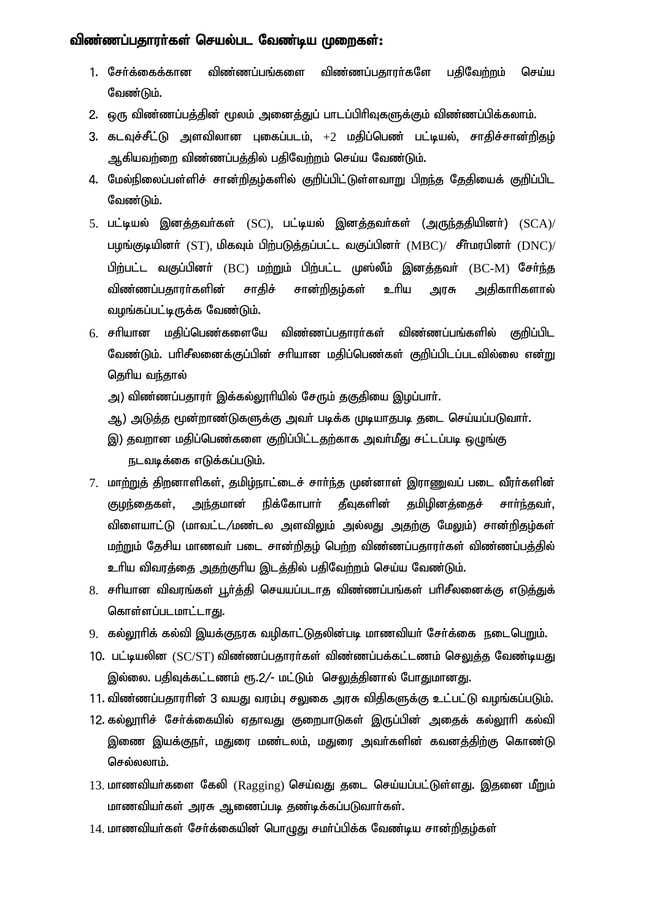## விண்ணப்பதாரர்கள் செயல்பட வேண்டிய முறைகள்:

1. சேர்க்கைக்கான விண்ணப்பங்களை விண்ணப்பதாரர்களே பதிவேற்றம் செய்ய வேண்டும்.
2. ஒரு விண்ணப்பத்தின் மூலம் அனைத்துப் பாடப்பிரிவுகளுக்கும் விண்ணப்பிக்கலாம்.
3. கடவுச்சீட்டு அளவிலான புகைப்படம், +2 மதிப்பெண் பட்டியல், சாதிச்சான்றிதழ் ஆகியவற்றை விண்ணப்பத்தில் பதிவேற்றம் செய்ய வேண்டும்.
4. மேல்நிலைப்பள்ளிச் சான்றிதழ்களில் குறிப்பிட்டுள்ளவாறு பிறந்த தேதியைக் குறிப்பிட வேண்டும்.
5. பட்டியல் இனத்தவர்கள் (SC), பட்டியல் இனத்தவர்கள் (அருந்ததியினர்) (SCA)/ பழங்குடியினர் (ST), மிகவும் பிற்படுத்தப்பட்ட வகுப்பினர் (MBC)/ சீர்மரபினர் (DNC)/ பிற்பட்ட வகுப்பினர் (BC) மற்றும் பிற்பட்ட முஸ்லீம் இனத்தவர் (BC-M) சேர்ந்த விண்ணப்பதாரர்களின் சாதிச் சான்றிதழ்கள் உரிய அரசு அதிகாரிகளால் வழங்கப்பட்டிருக்க வேண்டும்.
6. சரியான மதிப்பெண்களையே விண்ணப்பதாரர்கள் விண்ணப்பங்களில் குறிப்பிட வேண்டும். பரிசீலனைக்குப்பின் சரியான மதிப்பெண்கள் குறிப்பிடப்படவில்லை என்று தெரிய வந்தால்
   அ) விண்ணப்பதாரர் இக்கல்லூரியில் சேரும் தகுதியை இழப்பார்.
   ஆ) அடுத்த மூன்றாண்டுகளுக்கு அவர் படிக்க முடியாதபடி தடை செய்யப்படுவார்.
   இ) தவறான மதிப்பெண்களை குறிப்பிட்டதற்காக அவர்மீது சட்டப்படி ஒழுங்கு நடவடிக்கை எடுக்கப்படும்.
7. மாற்றுத் திறனாளிகள், தமிழ்நாட்டைச் சார்ந்த முன்னாள் இராணுவப் படை வீரர்களின் குழந்தைகள், அந்தமான் நிக்கோபார் தீவுகளின் தமிழினத்தைச் சார்ந்தவர், விளையாட்டு (மாவட்ட/மண்டல அளவிலும் அல்லது அதற்கு மேலும்) சான்றிதழ்கள் மற்றும் தேசிய மாணவர் படை சான்றிதழ் பெற்ற விண்ணப்பதாரர்கள் விண்ணப்பத்தில் உரிய விவரத்தை அதற்குரிய இடத்தில் பதிவேற்றம் செய்ய வேண்டும்.
8. சரியான விவரங்கள் பூர்த்தி செயப்படாத விண்ணப்பங்கள் பரிசீலனைக்கு எடுத்துக் கொள்ளப்படமாட்டாது.
9. கல்லூரிக் கல்வி இயக்குநரக வழிகாட்டுதலின்படி மாணவியர் சேர்க்கை நடைபெறும்.
10. பட்டியலின (SC/ST) விண்ணப்பதாரர்கள் விண்ணப்பக்கட்டணம் செலுத்த வேண்டியது இல்லை. பதிவுக்கட்டணம் ரூ.2/- மட்டும் செலுத்தினால் போதுமானது.
11. விண்ணப்பதாரரின் 3 வயது வரம்பு சலுகை அரசு விதிகளுக்கு உட்பட்டு வழங்கப்படும்.
12. கல்லூரிச் சேர்க்கையில் ஏதாவது குறைபாடுகள் இருப்பின் அதைக் கல்லூரி கல்வி இணை இயக்குநர், மதுரை மண்டலம், மதுரை அவர்களின் கவனத்திற்கு கொண்டு செல்லலாம்.
13. மாணவியர்களை கேலி (Ragging) செய்வது தடை செய்யப்பட்டுள்ளது. இதனை மீறும் மாணவியர்கள் அரசு ஆணைப்படி தண்டிக்கப்படுவார்கள்.
14. மாணவியர்கள் சேர்க்கையின் பொழுது சமர்ப்பிக்க வேண்டிய சான்றிதழ்கள்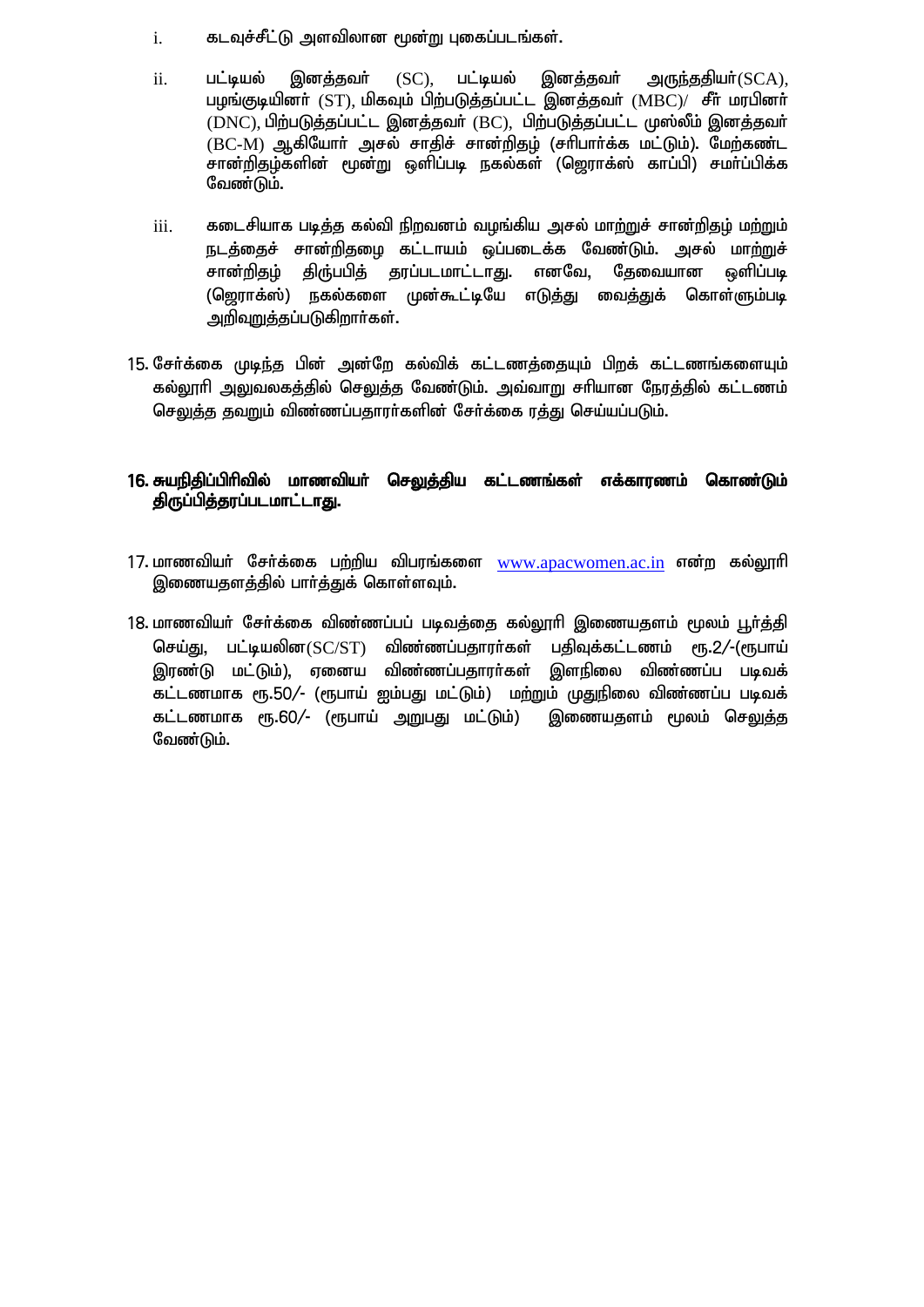i. கடவுச்சீட்டு அளவிலான மூன்று புகைப்படங்கள்.

ii. பட்டியல் இனத்தவர் (SC), பட்டியல் இனத்தவர் அருந்ததியர்(SCA), பழங்குடியினர் (ST), மிகவும் பிற்படுத்தப்பட்ட இனத்தவர் (MBC)/ சீர் மரபினர் (DNC), பிற்படுத்தப்பட்ட இனத்தவர் (BC), பிற்படுத்தப்பட்ட முஸ்லீம் இனத்தவர் (BC-M) ஆகியோர் அசல் சாதிச் சான்றிதழ் (சரிபார்க்க மட்டும்). மேற்கண்ட சான்றிதழ்களின் மூன்று ஒளிப்படி நகல்கள் (ஜெராக்ஸ் காப்பி) சமர்ப்பிக்க வேண்டும்.

iii. கடைசியாக படித்த கல்வி நிறுவனம் வழங்கிய அசல் மாற்றுச் சான்றிதழ் மற்றும் நடத்தைச் சான்றிதழை கட்டாயம் ஒப்படைக்க வேண்டும். அசல் மாற்றுச் சான்றிதழ் திருப்பித் தரப்படமாட்டாது. எனவே, தேவையான ஒளிப்படி (ஜெராக்ஸ்) நகல்களை முன்கூட்டியே எடுத்து வைத்துக் கொள்ளும்படி அறிவுறுத்தப்படுகிறார்கள்.

15. சேர்க்கை முடிந்த பின் அன்றே கல்விக் கட்டணத்தையும் பிறக் கட்டணங்களையும் கல்லூரி அலுவலகத்தில் செலுத்த வேண்டும். அவ்வாறு சரியான நேரத்தில் கட்டணம் செலுத்த தவறும் விண்ணப்பதாரர்களின் சேர்க்கை ரத்து செய்யப்படும்.

**16. <u>சுயநிதிப்பிரிவில் மாணவியர் செலுத்திய கட்டணங்கள் எக்காரணம் கொண்டும் திருப்பித்தரப்படமாட்டாது.</u>**

17. மாணவியர் சேர்க்கை பற்றிய விபரங்களை www.apacwomen.ac.in என்ற கல்லூரி இணையதளத்தில் பார்த்துக் கொள்ளவும்.

18. மாணவியர் சேர்க்கை விண்ணப்பப் படிவத்தை கல்லூரி இணையதளம் மூலம் பூர்த்தி செய்து, பட்டியலின(SC/ST) விண்ணப்பதாரர்கள் பதிவுக்கட்டணம் ரூ.2/-(ரூபாய் இரண்டு மட்டும்), ஏனைய விண்ணப்பதாரர்கள் இளநிலை விண்ணப்ப படிவக் கட்டணமாக ரூ.50/- (ரூபாய் ஐம்பது மட்டும்) மற்றும் முதுநிலை விண்ணப்ப படிவக் கட்டணமாக ரூ.60/- (ரூபாய் அறுபது மட்டும்) இணையதளம் மூலம் செலுத்த வேண்டும்.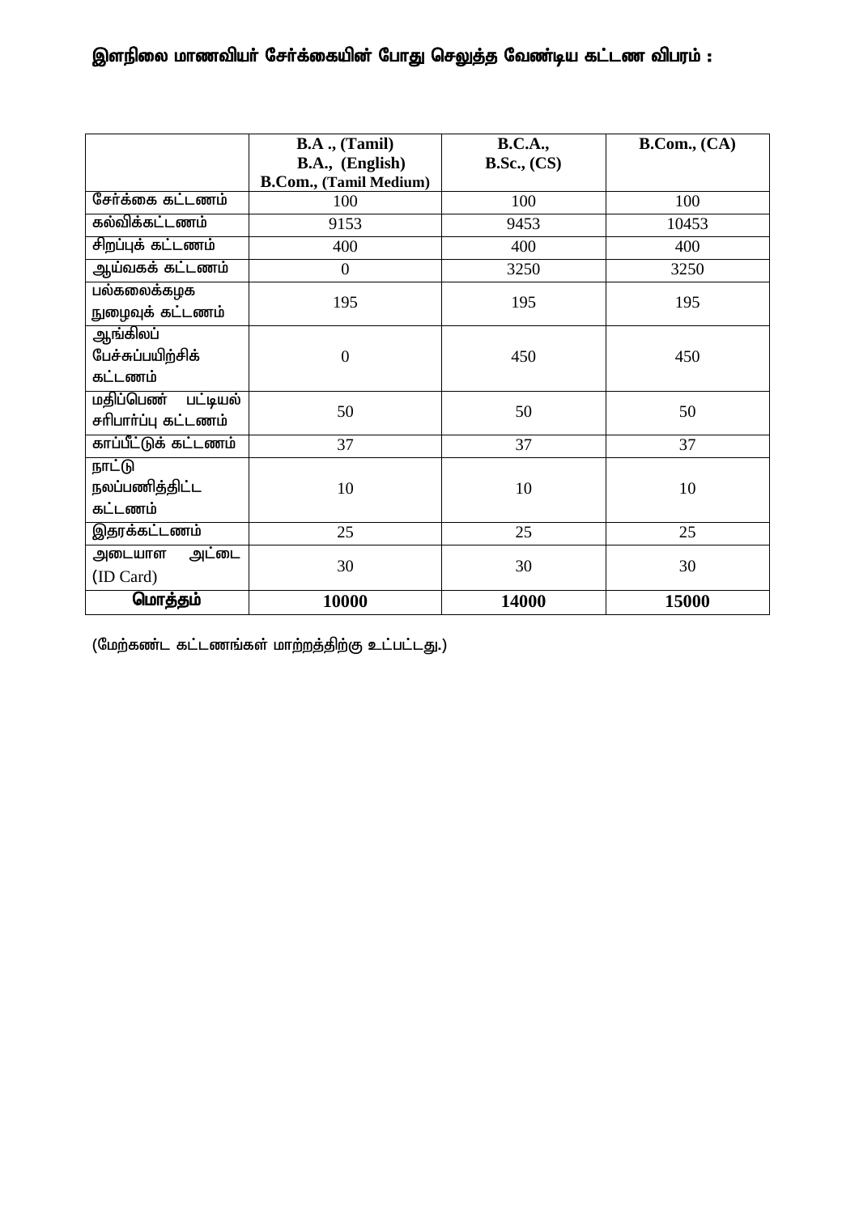## இளநிலை மாணவியர் சேர்க்கையின் போது செலுத்த வேண்டிய கட்டண விபரம் :

| | B.A ., (Tamil) B.A., (English) B.Com., (Tamil Medium) | B.C.A., B.Sc., (CS) | B.Com., (CA) |
|---|---|---|---|
| சேர்க்கை கட்டணம் | 100 | 100 | 100 |
| கல்விக்கட்டணம் | 9153 | 9453 | 10453 |
| சிறப்புக் கட்டணம் | 400 | 400 | 400 |
| ஆய்வகக் கட்டணம் | 0 | 3250 | 3250 |
| பல்கலைக்கழக நுழைவுக் கட்டணம் | 195 | 195 | 195 |
| ஆங்கிலப் பேச்சுப்பயிற்சிக் கட்டணம் | 0 | 450 | 450 |
| மதிப்பெண் பட்டியல் சரிபார்ப்பு கட்டணம் | 50 | 50 | 50 |
| காப்பீட்டுக் கட்டணம் | 37 | 37 | 37 |
| நாட்டு நலப்பணித்திட்ட கட்டணம் | 10 | 10 | 10 |
| இதரக்கட்டணம் | 25 | 25 | 25 |
| அடையாள அட்டை (ID Card) | 30 | 30 | 30 |
| **மொத்தம்** | **10000** | **14000** | **15000** |

(மேற்கண்ட கட்டணங்கள் மாற்றத்திற்கு உட்பட்டது.)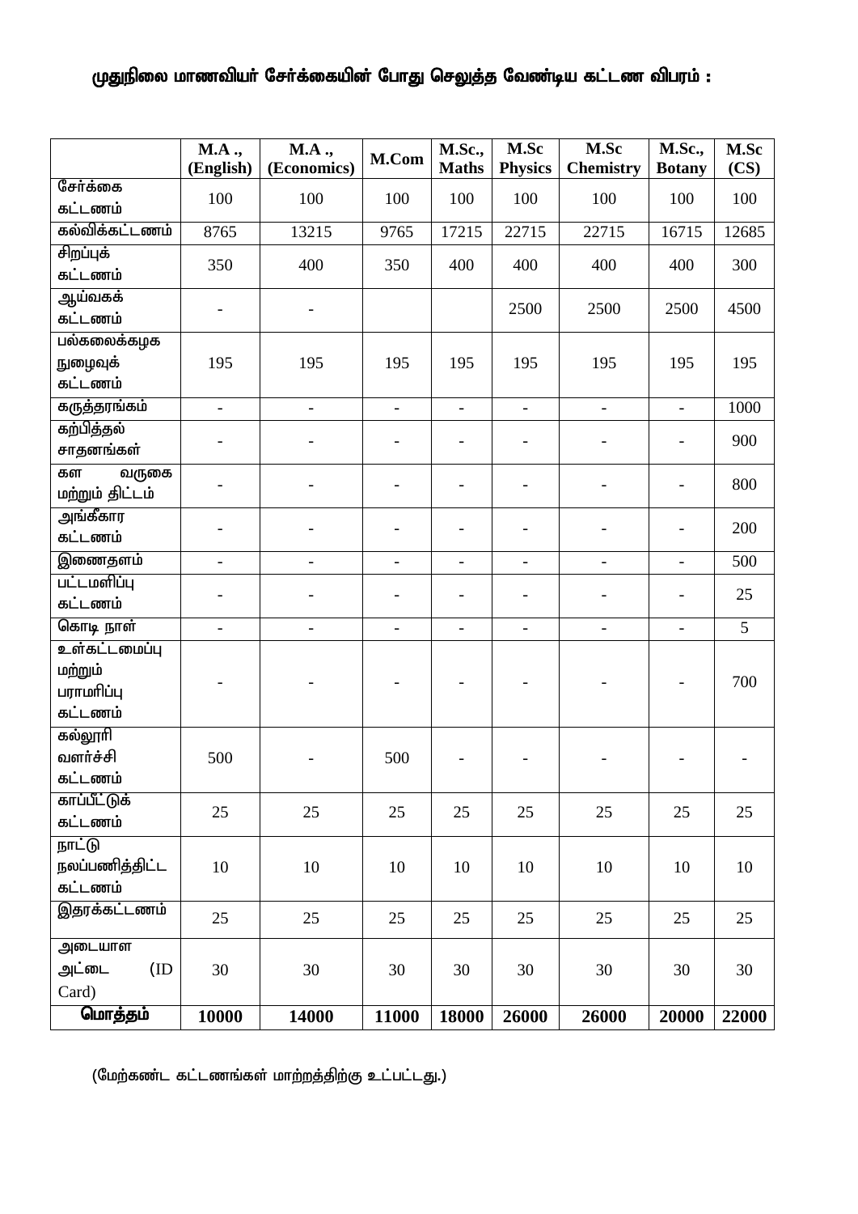**முதுநிலை மாணவியர் சேர்க்கையின் போது செலுத்த வேண்டிய கட்டண விபரம் :**

| | M.A ., (English) | M.A ., (Economics) | M.Com | M.Sc., Maths | M.Sc Physics | M.Sc Chemistry | M.Sc., Botany | M.Sc (CS) |
|---|---|---|---|---|---|---|---|---|
| சேர்க்கை கட்டணம் | 100 | 100 | 100 | 100 | 100 | 100 | 100 | 100 |
| கல்விக்கட்டணம் | 8765 | 13215 | 9765 | 17215 | 22715 | 22715 | 16715 | 12685 |
| சிறப்புக் கட்டணம் | 350 | 400 | 350 | 400 | 400 | 400 | 400 | 300 |
| ஆய்வகக் கட்டணம் | - | - | | | 2500 | 2500 | 2500 | 4500 |
| பல்கலைக்கழக நுழைவுக் கட்டணம் | 195 | 195 | 195 | 195 | 195 | 195 | 195 | 195 |
| கருத்தரங்கம் | - | - | - | - | - | - | - | 1000 |
| கற்பித்தல் சாதனங்கள் | - | - | - | - | - | - | - | 900 |
| கள வருகை மற்றும் திட்டம் | - | - | - | - | - | - | - | 800 |
| அங்கீகார கட்டணம் | - | - | - | - | - | - | - | 200 |
| இணைதளம் | - | - | - | - | - | - | - | 500 |
| பட்டமளிப்பு கட்டணம் | - | - | - | - | - | - | - | 25 |
| கொடி நாள் | - | - | - | - | - | - | - | 5 |
| உள்கட்டமைப்பு மற்றும் பராமரிப்பு கட்டணம் | - | - | - | - | - | - | - | 700 |
| கல்லூரி வளர்ச்சி கட்டணம் | 500 | - | 500 | - | - | - | - | - |
| காப்பீட்டுக் கட்டணம் | 25 | 25 | 25 | 25 | 25 | 25 | 25 | 25 |
| நாட்டு நலப்பணித்திட்ட கட்டணம் | 10 | 10 | 10 | 10 | 10 | 10 | 10 | 10 |
| இதரக்கட்டணம் | 25 | 25 | 25 | 25 | 25 | 25 | 25 | 25 |
| அடையாள அட்டை (ID Card) | 30 | 30 | 30 | 30 | 30 | 30 | 30 | 30 |
| **மொத்தம்** | **10000** | **14000** | **11000** | **18000** | **26000** | **26000** | **20000** | **22000** |

(மேற்கண்ட கட்டணங்கள் மாற்றத்திற்கு உட்பட்டது.)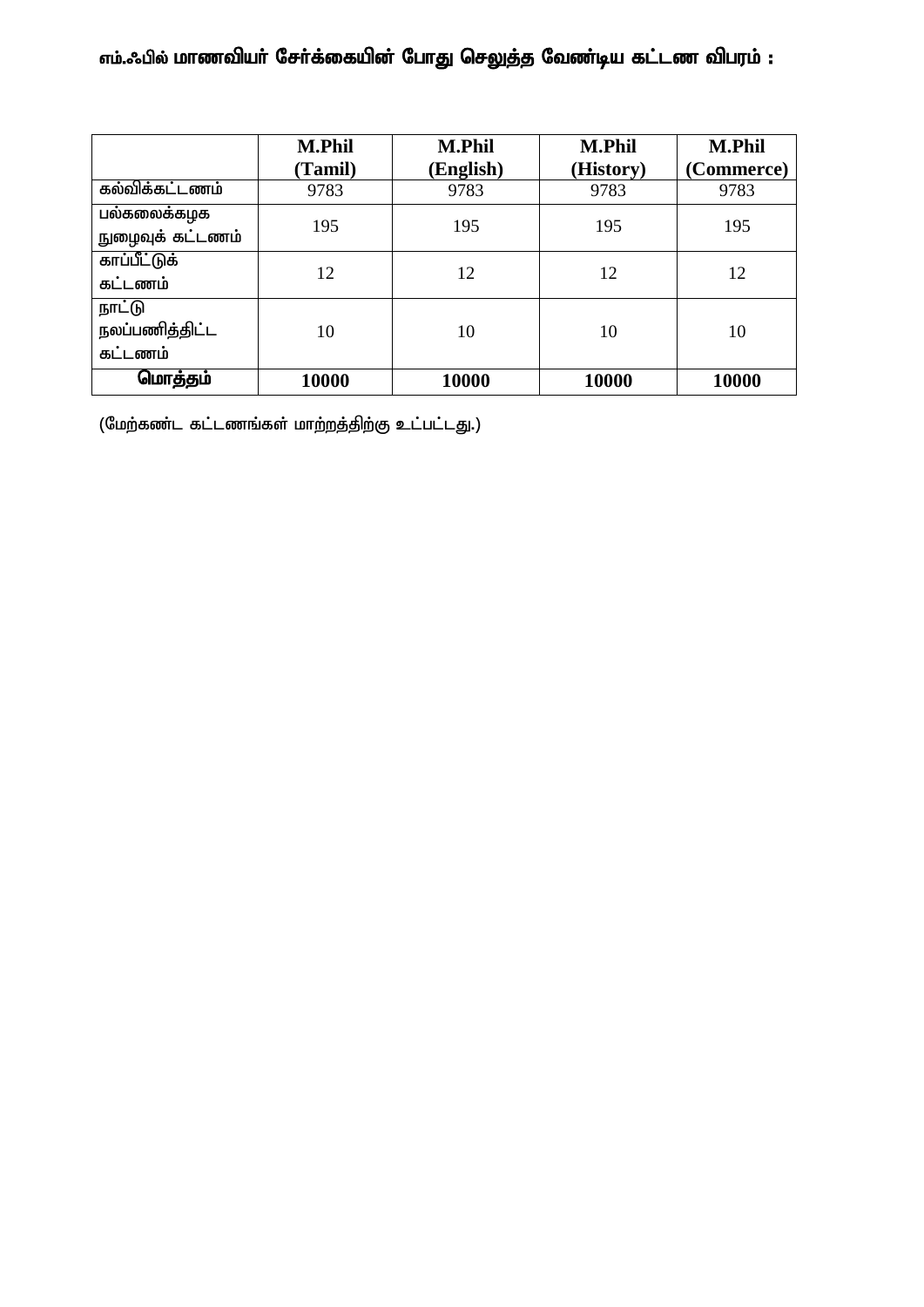**எம்.ஃபில் மாணவியர் சேர்க்கையின் போது செலுத்த வேண்டிய கட்டண விபரம் :**

| | **M.Phil (Tamil)** | **M.Phil (English)** | **M.Phil (History)** | **M.Phil (Commerce)** |
|---|---|---|---|---|
| கல்விக்கட்டணம் | 9783 | 9783 | 9783 | 9783 |
| பல்கலைக்கழக நுழைவுக் கட்டணம் | 195 | 195 | 195 | 195 |
| காப்பீட்டுக் கட்டணம் | 12 | 12 | 12 | 12 |
| நாட்டு நலப்பணித்திட்ட கட்டணம் | 10 | 10 | 10 | 10 |
| **மொத்தம்** | **10000** | **10000** | **10000** | **10000** |

(மேற்கண்ட கட்டணங்கள் மாற்றத்திற்கு உட்பட்டது.)